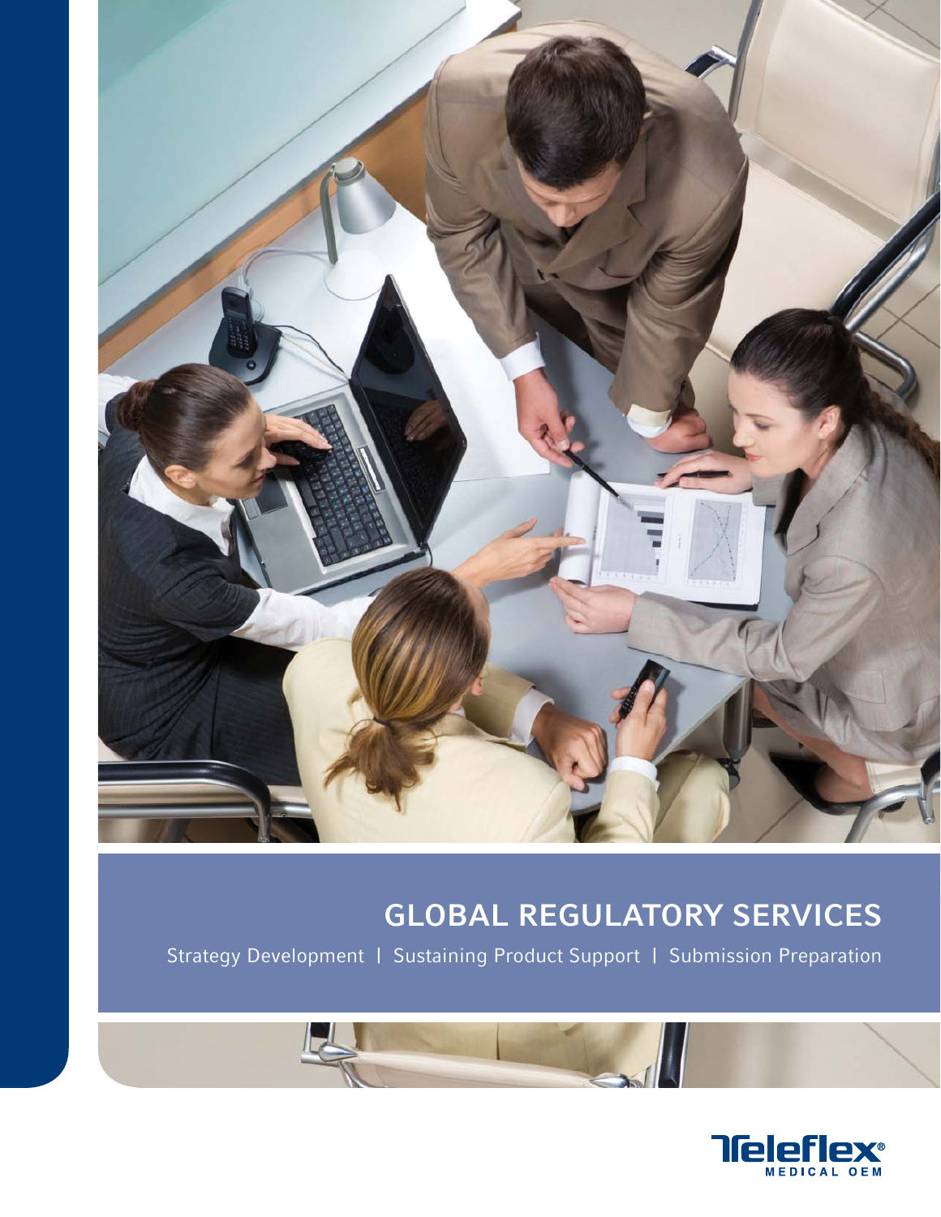# GLOBAL REGULATORY SERVICES

Strategy Development | Sustaining Product Support | Submission Preparation

Teleflex® MEDICAL OEM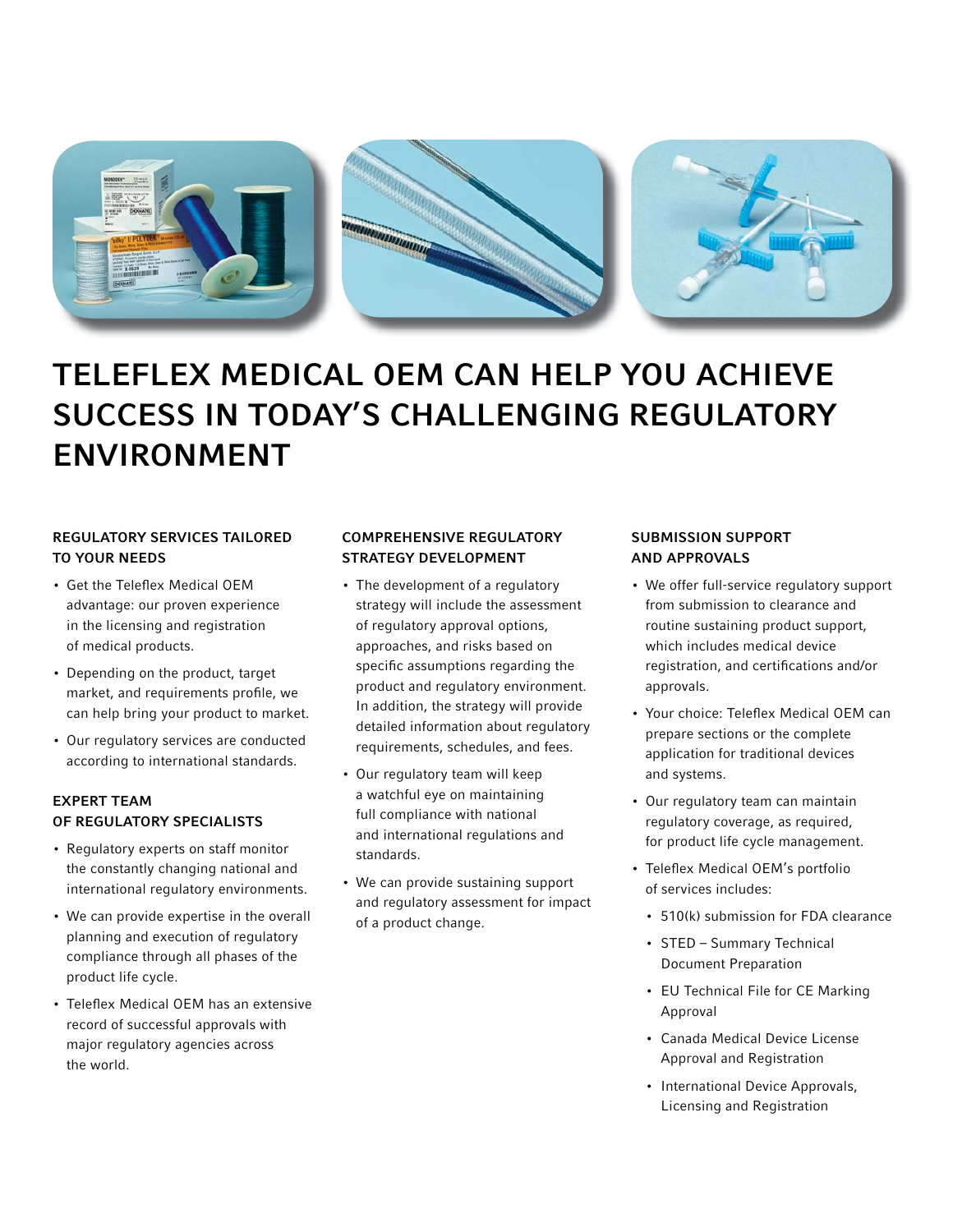# TELEFLEX MEDICAL OEM CAN HELP YOU ACHIEVE SUCCESS IN TODAY'S CHALLENGING REGULATORY ENVIRONMENT

### REGULATORY SERVICES TAILORED TO YOUR NEEDS

- Get the Teleflex Medical OEM advantage: our proven experience in the licensing and registration of medical products.
- Depending on the product, target market, and requirements profile, we can help bring your product to market.
- Our regulatory services are conducted according to international standards.

### EXPERT TEAM OF REGULATORY SPECIALISTS

- Regulatory experts on staff monitor the constantly changing national and international regulatory environments.
- We can provide expertise in the overall planning and execution of regulatory compliance through all phases of the product life cycle.
- Teleflex Medical OEM has an extensive record of successful approvals with major regulatory agencies across the world.

### COMPREHENSIVE REGULATORY STRATEGY DEVELOPMENT

- The development of a regulatory strategy will include the assessment of regulatory approval options, approaches, and risks based on specific assumptions regarding the product and regulatory environment. In addition, the strategy will provide detailed information about regulatory requirements, schedules, and fees.
- Our regulatory team will keep a watchful eye on maintaining full compliance with national and international regulations and standards.
- We can provide sustaining support and regulatory assessment for impact of a product change.

### SUBMISSION SUPPORT AND APPROVALS

- We offer full-service regulatory support from submission to clearance and routine sustaining product support, which includes medical device registration, and certifications and/or approvals.
- Your choice: Teleflex Medical OEM can prepare sections or the complete application for traditional devices and systems.
- Our regulatory team can maintain regulatory coverage, as required, for product life cycle management.
- Teleflex Medical OEM's portfolio of services includes:
  - 510(k) submission for FDA clearance
  - STED – Summary Technical Document Preparation
  - EU Technical File for CE Marking Approval
  - Canada Medical Device License Approval and Registration
  - International Device Approvals, Licensing and Registration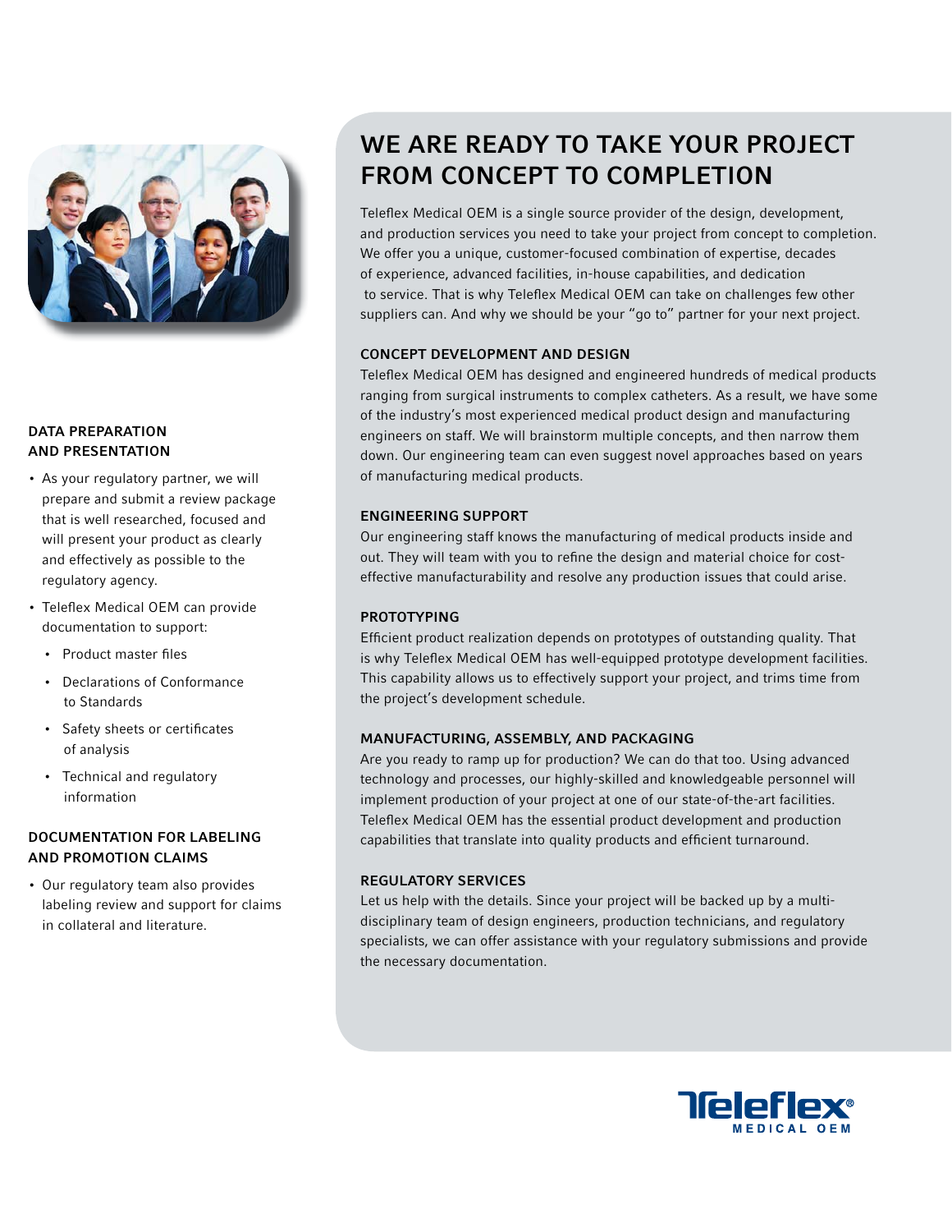# WE ARE READY TO TAKE YOUR PROJECT FROM CONCEPT TO COMPLETION

Teleflex Medical OEM is a single source provider of the design, development, and production services you need to take your project from concept to completion. We offer you a unique, customer-focused combination of expertise, decades of experience, advanced facilities, in-house capabilities, and dedication to service. That is why Teleflex Medical OEM can take on challenges few other suppliers can. And why we should be your "go to" partner for your next project.

## CONCEPT DEVELOPMENT AND DESIGN

Teleflex Medical OEM has designed and engineered hundreds of medical products ranging from surgical instruments to complex catheters. As a result, we have some of the industry's most experienced medical product design and manufacturing engineers on staff. We will brainstorm multiple concepts, and then narrow them down. Our engineering team can even suggest novel approaches based on years of manufacturing medical products.

## ENGINEERING SUPPORT

Our engineering staff knows the manufacturing of medical products inside and out. They will team with you to refine the design and material choice for cost-effective manufacturability and resolve any production issues that could arise.

## PROTOTYPING

Efficient product realization depends on prototypes of outstanding quality. That is why Teleflex Medical OEM has well-equipped prototype development facilities. This capability allows us to effectively support your project, and trims time from the project's development schedule.

## MANUFACTURING, ASSEMBLY, AND PACKAGING

Are you ready to ramp up for production? We can do that too. Using advanced technology and processes, our highly-skilled and knowledgeable personnel will implement production of your project at one of our state-of-the-art facilities. Teleflex Medical OEM has the essential product development and production capabilities that translate into quality products and efficient turnaround.

## REGULATORY SERVICES

Let us help with the details. Since your project will be backed up by a multi-disciplinary team of design engineers, production technicians, and regulatory specialists, we can offer assistance with your regulatory submissions and provide the necessary documentation.

## DATA PREPARATION AND PRESENTATION

- As your regulatory partner, we will prepare and submit a review package that is well researched, focused and will present your product as clearly and effectively as possible to the regulatory agency.
- Teleflex Medical OEM can provide documentation to support:
  - Product master files
  - Declarations of Conformance to Standards
  - Safety sheets or certificates of analysis
  - Technical and regulatory information

## DOCUMENTATION FOR LABELING AND PROMOTION CLAIMS

- Our regulatory team also provides labeling review and support for claims in collateral and literature.

Teleflex® MEDICAL OEM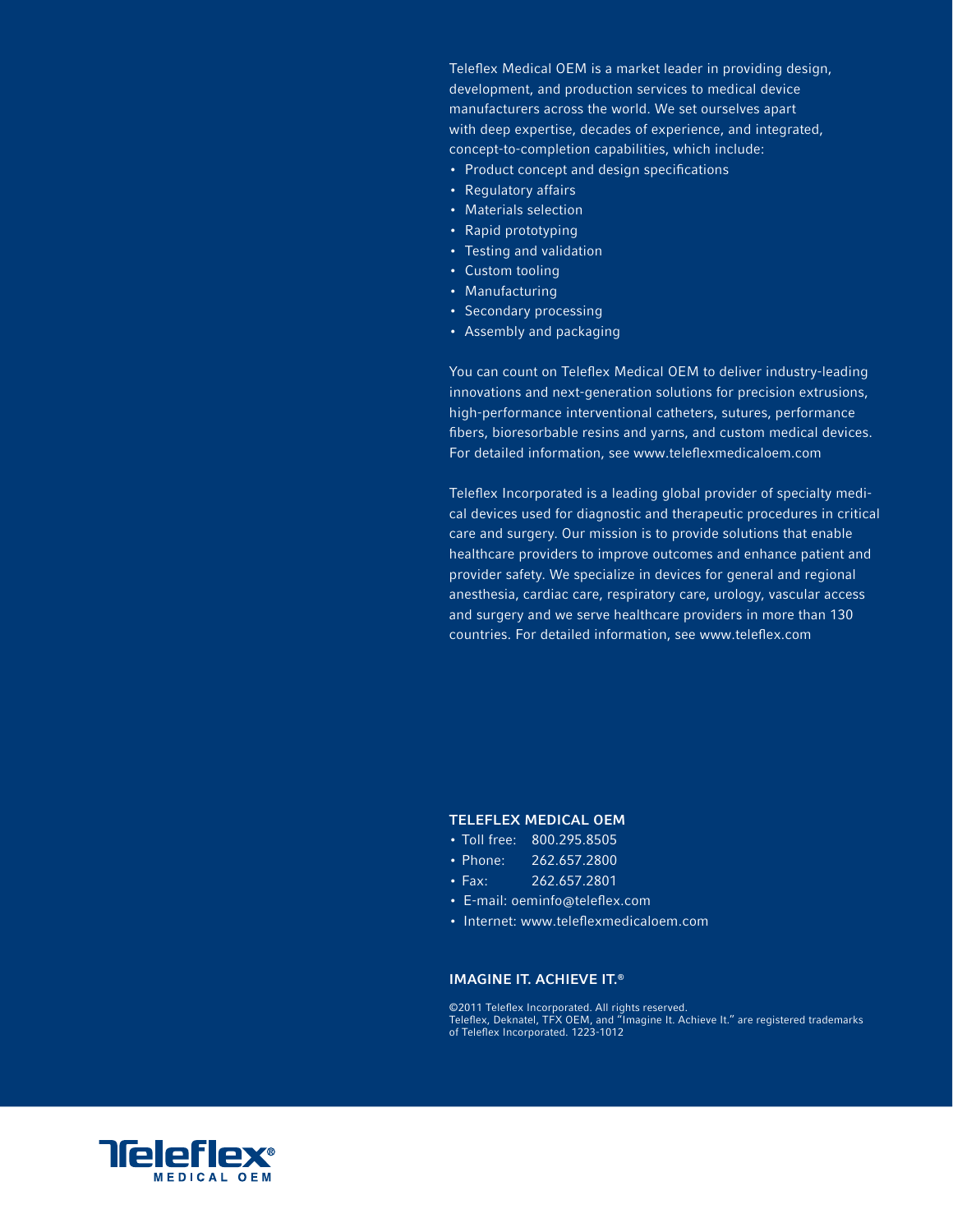Teleflex Medical OEM is a market leader in providing design, development, and production services to medical device manufacturers across the world. We set ourselves apart with deep expertise, decades of experience, and integrated, concept-to-completion capabilities, which include:

- Product concept and design specifications
- Regulatory affairs
- Materials selection
- Rapid prototyping
- Testing and validation
- Custom tooling
- Manufacturing
- Secondary processing
- Assembly and packaging

You can count on Teleflex Medical OEM to deliver industry-leading innovations and next-generation solutions for precision extrusions, high-performance interventional catheters, sutures, performance fibers, bioresorbable resins and yarns, and custom medical devices. For detailed information, see www.teleflexmedicaloem.com

Teleflex Incorporated is a leading global provider of specialty medical devices used for diagnostic and therapeutic procedures in critical care and surgery. Our mission is to provide solutions that enable healthcare providers to improve outcomes and enhance patient and provider safety. We specialize in devices for general and regional anesthesia, cardiac care, respiratory care, urology, vascular access and surgery and we serve healthcare providers in more than 130 countries. For detailed information, see www.teleflex.com

### TELEFLEX MEDICAL OEM

- Toll free: 800.295.8505
- Phone: 262.657.2800
- Fax: 262.657.2801
- E-mail: oeminfo@teleflex.com
- Internet: www.teleflexmedicaloem.com

### IMAGINE IT. ACHIEVE IT.®

©2011 Teleflex Incorporated. All rights reserved.
Teleflex, Deknatel, TFX OEM, and "Imagine It. Achieve It." are registered trademarks of Teleflex Incorporated. 1223-1012

Teleflex® MEDICAL OEM